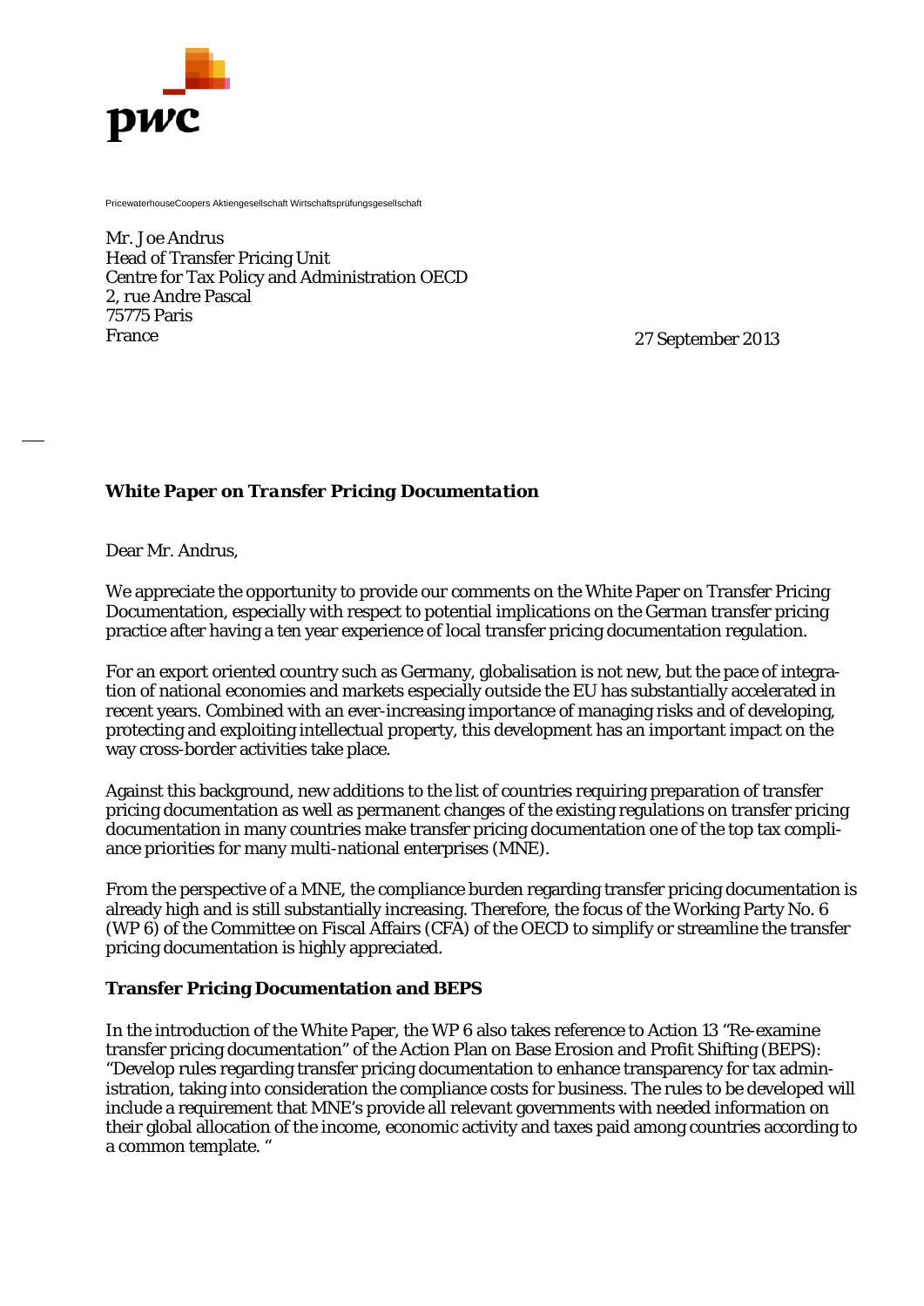PricewaterhouseCoopers Aktiengesellschaft Wirtschaftsprüfungsgesellschaft

Mr. Joe Andrus
Head of Transfer Pricing Unit
Centre for Tax Policy and Administration OECD
2, rue Andre Pascal
75775 Paris
France

27 September 2013

***White Paper on Transfer Pricing Documentation***

Dear Mr. Andrus,

We appreciate the opportunity to provide our comments on the White Paper on Transfer Pricing Documentation, especially with respect to potential implications on the German transfer pricing practice after having a ten year experience of local transfer pricing documentation regulation.

For an export oriented country such as Germany, globalisation is not new, but the pace of integration of national economies and markets especially outside the EU has substantially accelerated in recent years. Combined with an ever-increasing importance of managing risks and of developing, protecting and exploiting intellectual property, this development has an important impact on the way cross-border activities take place.

Against this background, new additions to the list of countries requiring preparation of transfer pricing documentation as well as permanent changes of the existing regulations on transfer pricing documentation in many countries make transfer pricing documentation one of the top tax compliance priorities for many multi-national enterprises (MNE).

From the perspective of a MNE, the compliance burden regarding transfer pricing documentation is already high and is still substantially increasing. Therefore, the focus of the Working Party No. 6 (WP 6) of the Committee on Fiscal Affairs (CFA) of the OECD to simplify or streamline the transfer pricing documentation is highly appreciated.

**Transfer Pricing Documentation and BEPS**

In the introduction of the White Paper, the WP 6 also takes reference to Action 13 "Re-examine transfer pricing documentation" of the Action Plan on Base Erosion and Profit Shifting (BEPS): "Develop rules regarding transfer pricing documentation to enhance transparency for tax administration, taking into consideration the compliance costs for business. The rules to be developed will include a requirement that MNE's provide all relevant governments with needed information on their global allocation of the income, economic activity and taxes paid among countries according to a common template. "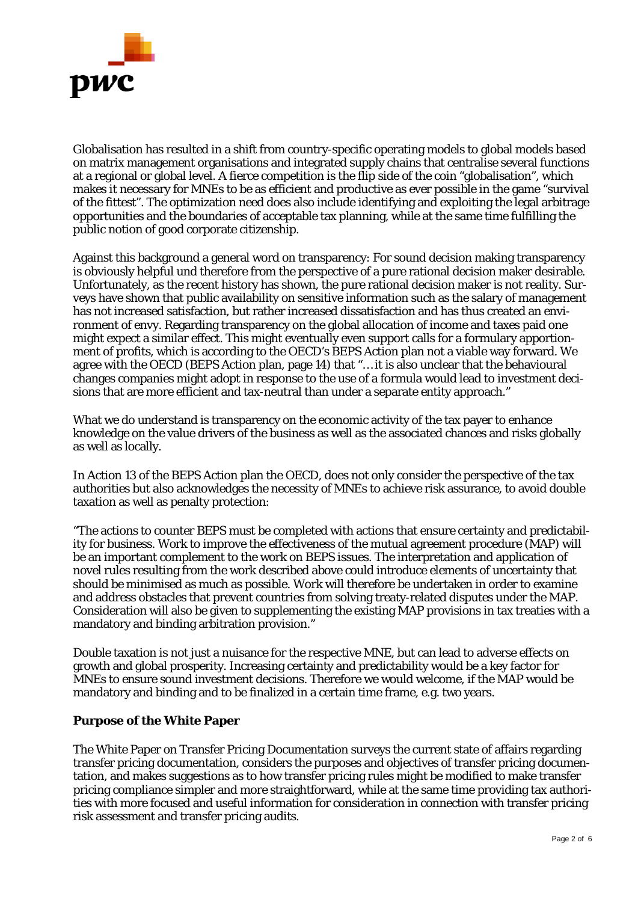Globalisation has resulted in a shift from country-specific operating models to global models based on matrix management organisations and integrated supply chains that centralise several functions at a regional or global level. A fierce competition is the flip side of the coin "globalisation", which makes it necessary for MNEs to be as efficient and productive as ever possible in the game "survival of the fittest". The optimization need does also include identifying and exploiting the legal arbitrage opportunities and the boundaries of acceptable tax planning, while at the same time fulfilling the public notion of good corporate citizenship.

Against this background a general word on transparency: For sound decision making transparency is obviously helpful und therefore from the perspective of a pure rational decision maker desirable. Unfortunately, as the recent history has shown, the pure rational decision maker is not reality. Surveys have shown that public availability on sensitive information such as the salary of management has not increased satisfaction, but rather increased dissatisfaction and has thus created an environment of envy. Regarding transparency on the global allocation of income and taxes paid one might expect a similar effect. This might eventually even support calls for a formulary apportionment of profits, which is according to the OECD's BEPS Action plan not a viable way forward. We agree with the OECD (BEPS Action plan, page 14) that "…it is also unclear that the behavioural changes companies might adopt in response to the use of a formula would lead to investment decisions that are more efficient and tax-neutral than under a separate entity approach."

What we do understand is transparency on the economic activity of the tax payer to enhance knowledge on the value drivers of the business as well as the associated chances and risks globally as well as locally.

In Action 13 of the BEPS Action plan the OECD, does not only consider the perspective of the tax authorities but also acknowledges the necessity of MNEs to achieve risk assurance, to avoid double taxation as well as penalty protection:

"The actions to counter BEPS must be completed with actions that ensure certainty and predictability for business. Work to improve the effectiveness of the mutual agreement procedure (MAP) will be an important complement to the work on BEPS issues. The interpretation and application of novel rules resulting from the work described above could introduce elements of uncertainty that should be minimised as much as possible. Work will therefore be undertaken in order to examine and address obstacles that prevent countries from solving treaty-related disputes under the MAP. Consideration will also be given to supplementing the existing MAP provisions in tax treaties with a mandatory and binding arbitration provision."

Double taxation is not just a nuisance for the respective MNE, but can lead to adverse effects on growth and global prosperity. Increasing certainty and predictability would be a key factor for MNEs to ensure sound investment decisions. Therefore we would welcome, if the MAP would be mandatory and binding and to be finalized in a certain time frame, e.g. two years.

## Purpose of the White Paper

The White Paper on Transfer Pricing Documentation surveys the current state of affairs regarding transfer pricing documentation, considers the purposes and objectives of transfer pricing documentation, and makes suggestions as to how transfer pricing rules might be modified to make transfer pricing compliance simpler and more straightforward, while at the same time providing tax authorities with more focused and useful information for consideration in connection with transfer pricing risk assessment and transfer pricing audits.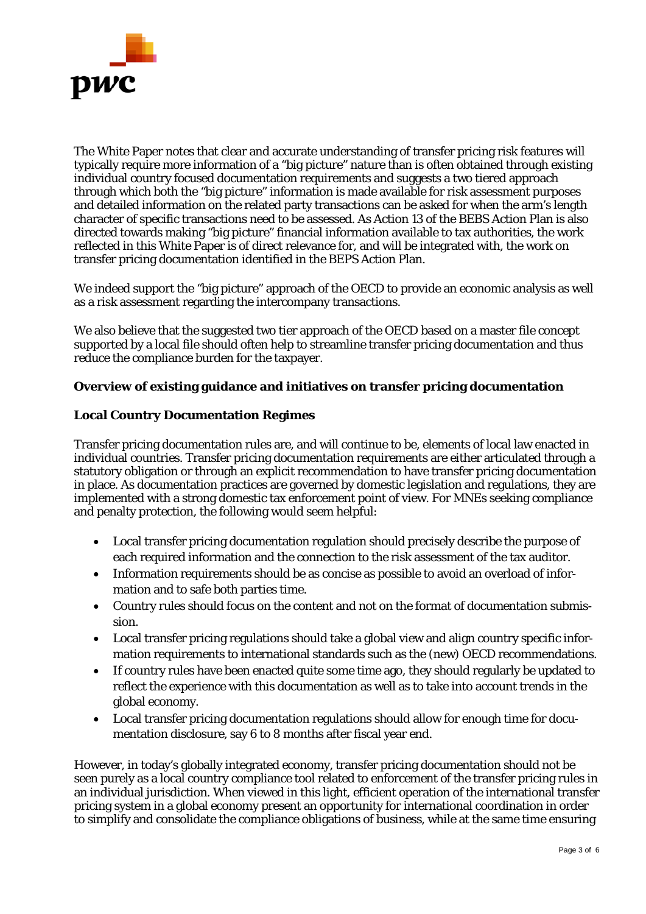The White Paper notes that clear and accurate understanding of transfer pricing risk features will typically require more information of a "big picture" nature than is often obtained through existing individual country focused documentation requirements and suggests a two tiered approach through which both the "big picture" information is made available for risk assessment purposes and detailed information on the related party transactions can be asked for when the arm's length character of specific transactions need to be assessed. As Action 13 of the BEBS Action Plan is also directed towards making "big picture" financial information available to tax authorities, the work reflected in this White Paper is of direct relevance for, and will be integrated with, the work on transfer pricing documentation identified in the BEPS Action Plan.

We indeed support the "big picture" approach of the OECD to provide an economic analysis as well as a risk assessment regarding the intercompany transactions.

We also believe that the suggested two tier approach of the OECD based on a master file concept supported by a local file should often help to streamline transfer pricing documentation and thus reduce the compliance burden for the taxpayer.

**Overview of existing guidance and initiatives on transfer pricing documentation**

**Local Country Documentation Regimes**

Transfer pricing documentation rules are, and will continue to be, elements of local law enacted in individual countries. Transfer pricing documentation requirements are either articulated through a statutory obligation or through an explicit recommendation to have transfer pricing documentation in place. As documentation practices are governed by domestic legislation and regulations, they are implemented with a strong domestic tax enforcement point of view. For MNEs seeking compliance and penalty protection, the following would seem helpful:

- Local transfer pricing documentation regulation should precisely describe the purpose of each required information and the connection to the risk assessment of the tax auditor.
- Information requirements should be as concise as possible to avoid an overload of information and to safe both parties time.
- Country rules should focus on the content and not on the format of documentation submission.
- Local transfer pricing regulations should take a global view and align country specific information requirements to international standards such as the (new) OECD recommendations.
- If country rules have been enacted quite some time ago, they should regularly be updated to reflect the experience with this documentation as well as to take into account trends in the global economy.
- Local transfer pricing documentation regulations should allow for enough time for documentation disclosure, say 6 to 8 months after fiscal year end.

However, in today's globally integrated economy, transfer pricing documentation should not be seen purely as a local country compliance tool related to enforcement of the transfer pricing rules in an individual jurisdiction. When viewed in this light, efficient operation of the international transfer pricing system in a global economy present an opportunity for international coordination in order to simplify and consolidate the compliance obligations of business, while at the same time ensuring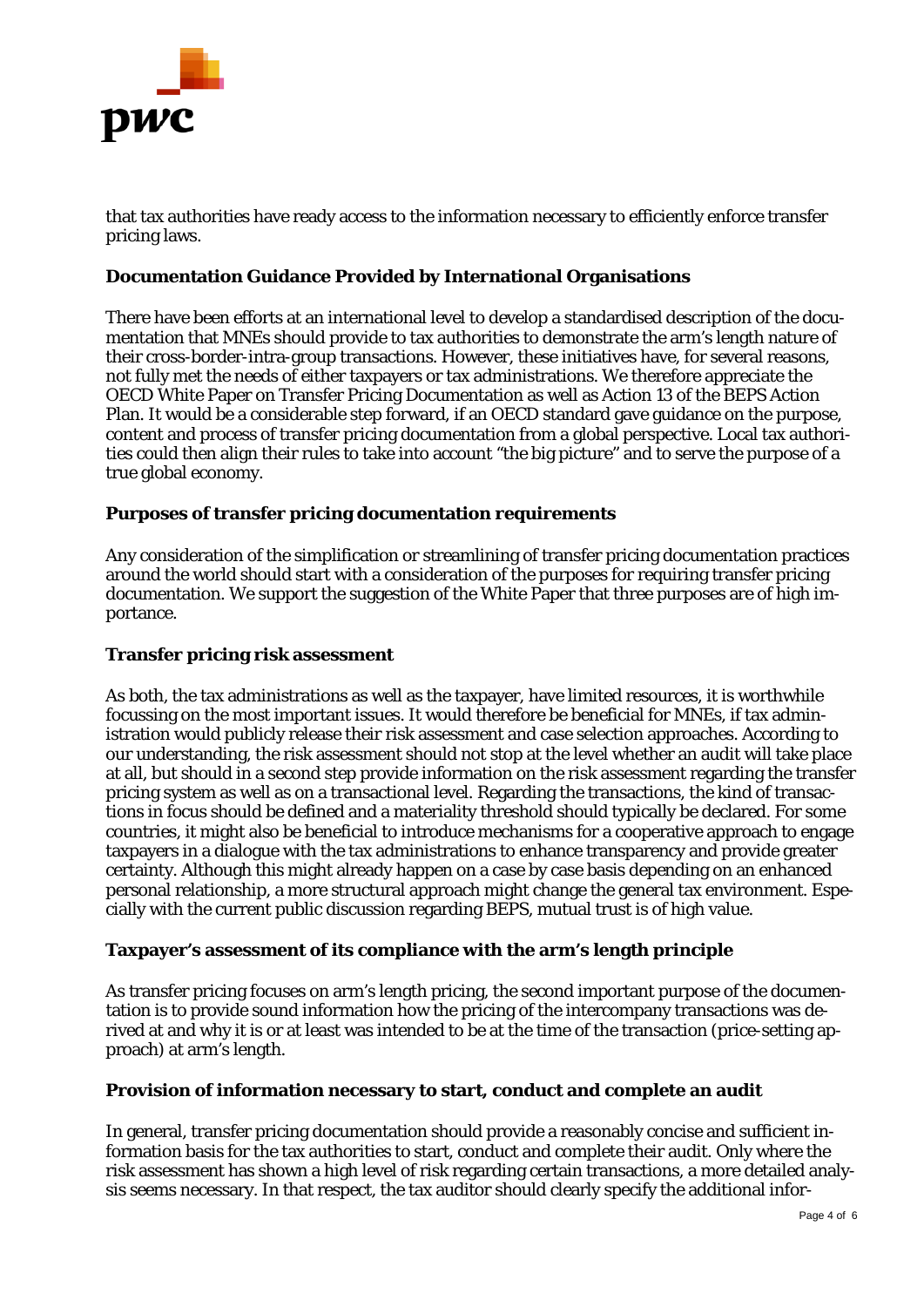that tax authorities have ready access to the information necessary to efficiently enforce transfer pricing laws.

**Documentation Guidance Provided by International Organisations**

There have been efforts at an international level to develop a standardised description of the documentation that MNEs should provide to tax authorities to demonstrate the arm's length nature of their cross-border-intra-group transactions. However, these initiatives have, for several reasons, not fully met the needs of either taxpayers or tax administrations. We therefore appreciate the OECD White Paper on Transfer Pricing Documentation as well as Action 13 of the BEPS Action Plan. It would be a considerable step forward, if an OECD standard gave guidance on the purpose, content and process of transfer pricing documentation from a global perspective. Local tax authorities could then align their rules to take into account "the big picture" and to serve the purpose of a true global economy.

**Purposes of transfer pricing documentation requirements**

Any consideration of the simplification or streamlining of transfer pricing documentation practices around the world should start with a consideration of the purposes for requiring transfer pricing documentation. We support the suggestion of the White Paper that three purposes are of high importance.

**Transfer pricing risk assessment**

As both, the tax administrations as well as the taxpayer, have limited resources, it is worthwhile focussing on the most important issues. It would therefore be beneficial for MNEs, if tax administration would publicly release their risk assessment and case selection approaches. According to our understanding, the risk assessment should not stop at the level whether an audit will take place at all, but should in a second step provide information on the risk assessment regarding the transfer pricing system as well as on a transactional level. Regarding the transactions, the kind of transactions in focus should be defined and a materiality threshold should typically be declared. For some countries, it might also be beneficial to introduce mechanisms for a cooperative approach to engage taxpayers in a dialogue with the tax administrations to enhance transparency and provide greater certainty. Although this might already happen on a case by case basis depending on an enhanced personal relationship, a more structural approach might change the general tax environment. Especially with the current public discussion regarding BEPS, mutual trust is of high value.

**Taxpayer's assessment of its compliance with the arm's length principle**

As transfer pricing focuses on arm's length pricing, the second important purpose of the documentation is to provide sound information how the pricing of the intercompany transactions was derived at and why it is or at least was intended to be at the time of the transaction (price-setting approach) at arm's length.

**Provision of information necessary to start, conduct and complete an audit**

In general, transfer pricing documentation should provide a reasonably concise and sufficient information basis for the tax authorities to start, conduct and complete their audit. Only where the risk assessment has shown a high level of risk regarding certain transactions, a more detailed analysis seems necessary. In that respect, the tax auditor should clearly specify the additional infor-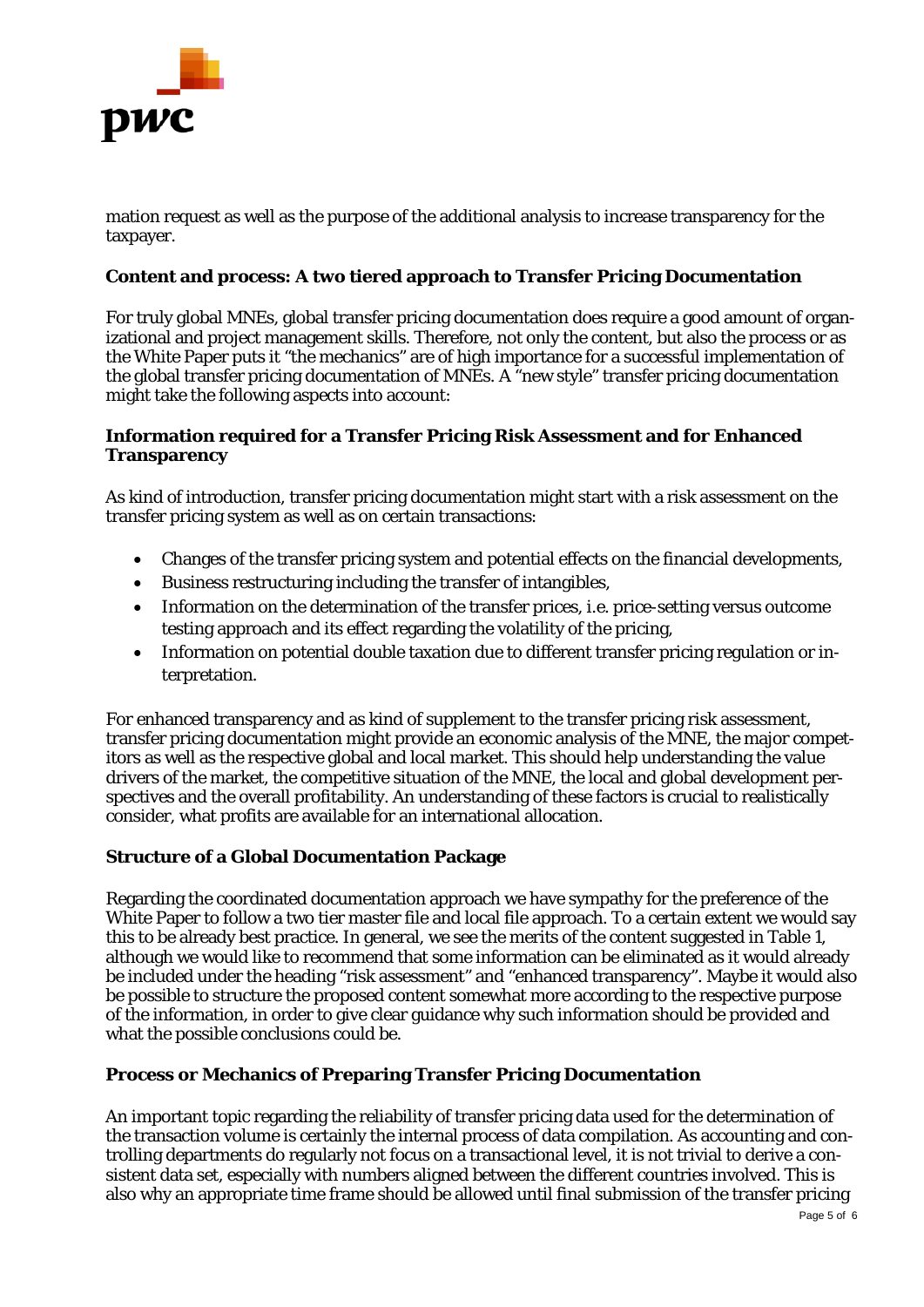mation request as well as the purpose of the additional analysis to increase transparency for the taxpayer.

## Content and process: A two tiered approach to Transfer Pricing Documentation

For truly global MNEs, global transfer pricing documentation does require a good amount of organizational and project management skills. Therefore, not only the content, but also the process or as the White Paper puts it "the mechanics" are of high importance for a successful implementation of the global transfer pricing documentation of MNEs. A "new style" transfer pricing documentation might take the following aspects into account:

### Information required for a Transfer Pricing Risk Assessment and for Enhanced Transparency

As kind of introduction, transfer pricing documentation might start with a risk assessment on the transfer pricing system as well as on certain transactions:

- Changes of the transfer pricing system and potential effects on the financial developments,
- Business restructuring including the transfer of intangibles,
- Information on the determination of the transfer prices, i.e. price-setting versus outcome testing approach and its effect regarding the volatility of the pricing,
- Information on potential double taxation due to different transfer pricing regulation or interpretation.

For enhanced transparency and as kind of supplement to the transfer pricing risk assessment, transfer pricing documentation might provide an economic analysis of the MNE, the major competitors as well as the respective global and local market. This should help understanding the value drivers of the market, the competitive situation of the MNE, the local and global development perspectives and the overall profitability. An understanding of these factors is crucial to realistically consider, what profits are available for an international allocation.

### Structure of a Global Documentation Package

Regarding the coordinated documentation approach we have sympathy for the preference of the White Paper to follow a two tier master file and local file approach. To a certain extent we would say this to be already best practice. In general, we see the merits of the content suggested in Table 1, although we would like to recommend that some information can be eliminated as it would already be included under the heading "risk assessment" and "enhanced transparency". Maybe it would also be possible to structure the proposed content somewhat more according to the respective purpose of the information, in order to give clear guidance why such information should be provided and what the possible conclusions could be.

### Process or Mechanics of Preparing Transfer Pricing Documentation

An important topic regarding the reliability of transfer pricing data used for the determination of the transaction volume is certainly the internal process of data compilation. As accounting and controlling departments do regularly not focus on a transactional level, it is not trivial to derive a consistent data set, especially with numbers aligned between the different countries involved. This is also why an appropriate time frame should be allowed until final submission of the transfer pricing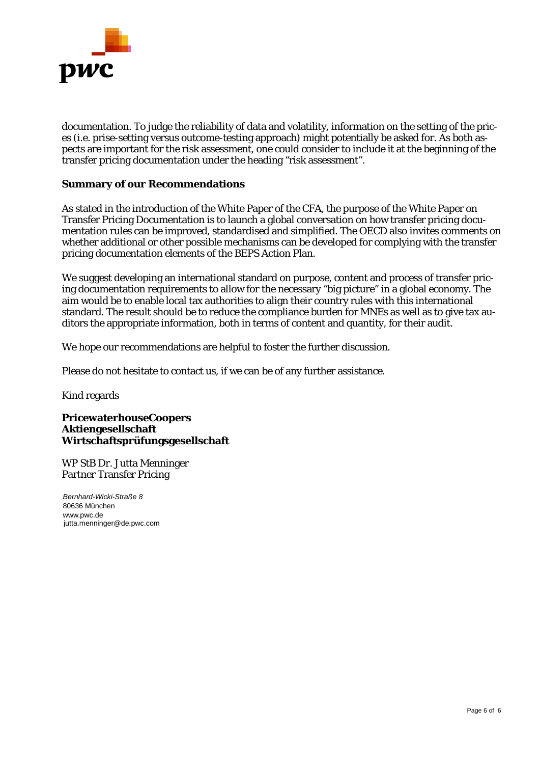documentation. To judge the reliability of data and volatility, information on the setting of the prices (i.e. prise-setting versus outcome-testing approach) might potentially be asked for. As both aspects are important for the risk assessment, one could consider to include it at the beginning of the transfer pricing documentation under the heading "risk assessment".

**Summary of our Recommendations**

As stated in the introduction of the White Paper of the CFA, the purpose of the White Paper on Transfer Pricing Documentation is to launch a global conversation on how transfer pricing documentation rules can be improved, standardised and simplified. The OECD also invites comments on whether additional or other possible mechanisms can be developed for complying with the transfer pricing documentation elements of the BEPS Action Plan.

We suggest developing an international standard on purpose, content and process of transfer pricing documentation requirements to allow for the necessary "big picture" in a global economy. The aim would be to enable local tax authorities to align their country rules with this international standard. The result should be to reduce the compliance burden for MNEs as well as to give tax auditors the appropriate information, both in terms of content and quantity, for their audit.

We hope our recommendations are helpful to foster the further discussion.

Please do not hesitate to contact us, if we can be of any further assistance.

Kind regards

**PricewaterhouseCoopers**
**Aktiengesellschaft**
**Wirtschaftsprüfungsgesellschaft**

WP StB Dr. Jutta Menninger
Partner Transfer Pricing

*Bernhard-Wicki-Straße 8*
80636 München
www.pwc.de
jutta.menninger@de.pwc.com